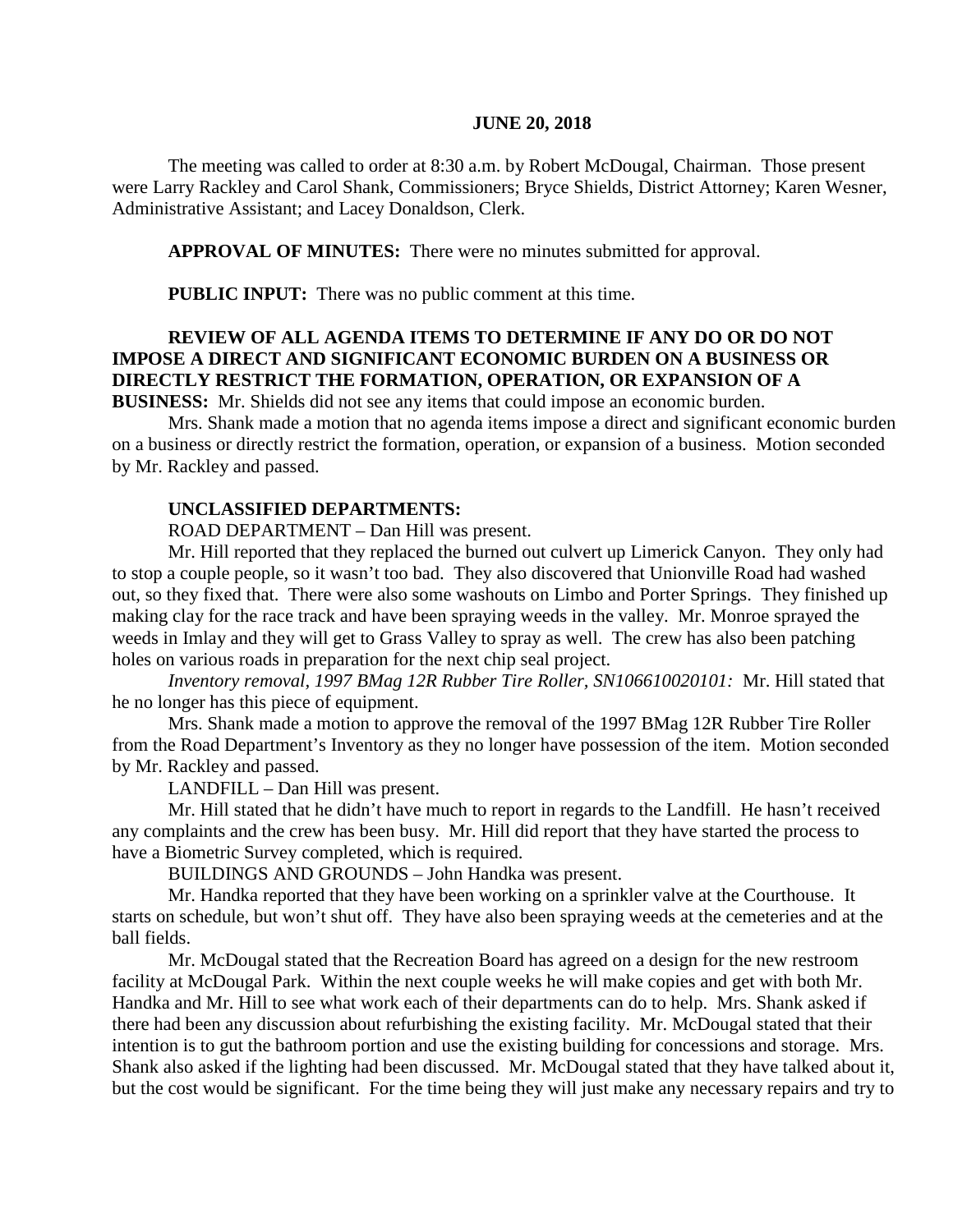**JUNE 20, 2018**

The meeting was called to order at 8:30 a.m. by Robert McDougal, Chairman. Those present were Larry Rackley and Carol Shank, Commissioners; Bryce Shields, District Attorney; Karen Wesner, Administrative Assistant; and Lacey Donaldson, Clerk.

**APPROVAL OF MINUTES:** There were no minutes submitted for approval.

**PUBLIC INPUT:** There was no public comment at this time.

**REVIEW OF ALL AGENDA ITEMS TO DETERMINE IF ANY DO OR DO NOT IMPOSE A DIRECT AND SIGNIFICANT ECONOMIC BURDEN ON A BUSINESS OR DIRECTLY RESTRICT THE FORMATION, OPERATION, OR EXPANSION OF A BUSINESS:** Mr. Shields did not see any items that could impose an economic burden.

Mrs. Shank made a motion that no agenda items impose a direct and significant economic burden on a business or directly restrict the formation, operation, or expansion of a business. Motion seconded by Mr. Rackley and passed.

**UNCLASSIFIED DEPARTMENTS:**

ROAD DEPARTMENT – Dan Hill was present.

Mr. Hill reported that they replaced the burned out culvert up Limerick Canyon. They only had to stop a couple people, so it wasn't too bad. They also discovered that Unionville Road had washed out, so they fixed that. There were also some washouts on Limbo and Porter Springs. They finished up making clay for the race track and have been spraying weeds in the valley. Mr. Monroe sprayed the weeds in Imlay and they will get to Grass Valley to spray as well. The crew has also been patching holes on various roads in preparation for the next chip seal project.

*Inventory removal, 1997 BMag 12R Rubber Tire Roller, SN106610020101:* Mr. Hill stated that he no longer has this piece of equipment.

Mrs. Shank made a motion to approve the removal of the 1997 BMag 12R Rubber Tire Roller from the Road Department's Inventory as they no longer have possession of the item. Motion seconded by Mr. Rackley and passed.

LANDFILL – Dan Hill was present.

Mr. Hill stated that he didn't have much to report in regards to the Landfill. He hasn't received any complaints and the crew has been busy. Mr. Hill did report that they have started the process to have a Biometric Survey completed, which is required.

BUILDINGS AND GROUNDS – John Handka was present.

Mr. Handka reported that they have been working on a sprinkler valve at the Courthouse. It starts on schedule, but won't shut off. They have also been spraying weeds at the cemeteries and at the ball fields.

Mr. McDougal stated that the Recreation Board has agreed on a design for the new restroom facility at McDougal Park. Within the next couple weeks he will make copies and get with both Mr. Handka and Mr. Hill to see what work each of their departments can do to help. Mrs. Shank asked if there had been any discussion about refurbishing the existing facility. Mr. McDougal stated that their intention is to gut the bathroom portion and use the existing building for concessions and storage. Mrs. Shank also asked if the lighting had been discussed. Mr. McDougal stated that they have talked about it, but the cost would be significant. For the time being they will just make any necessary repairs and try to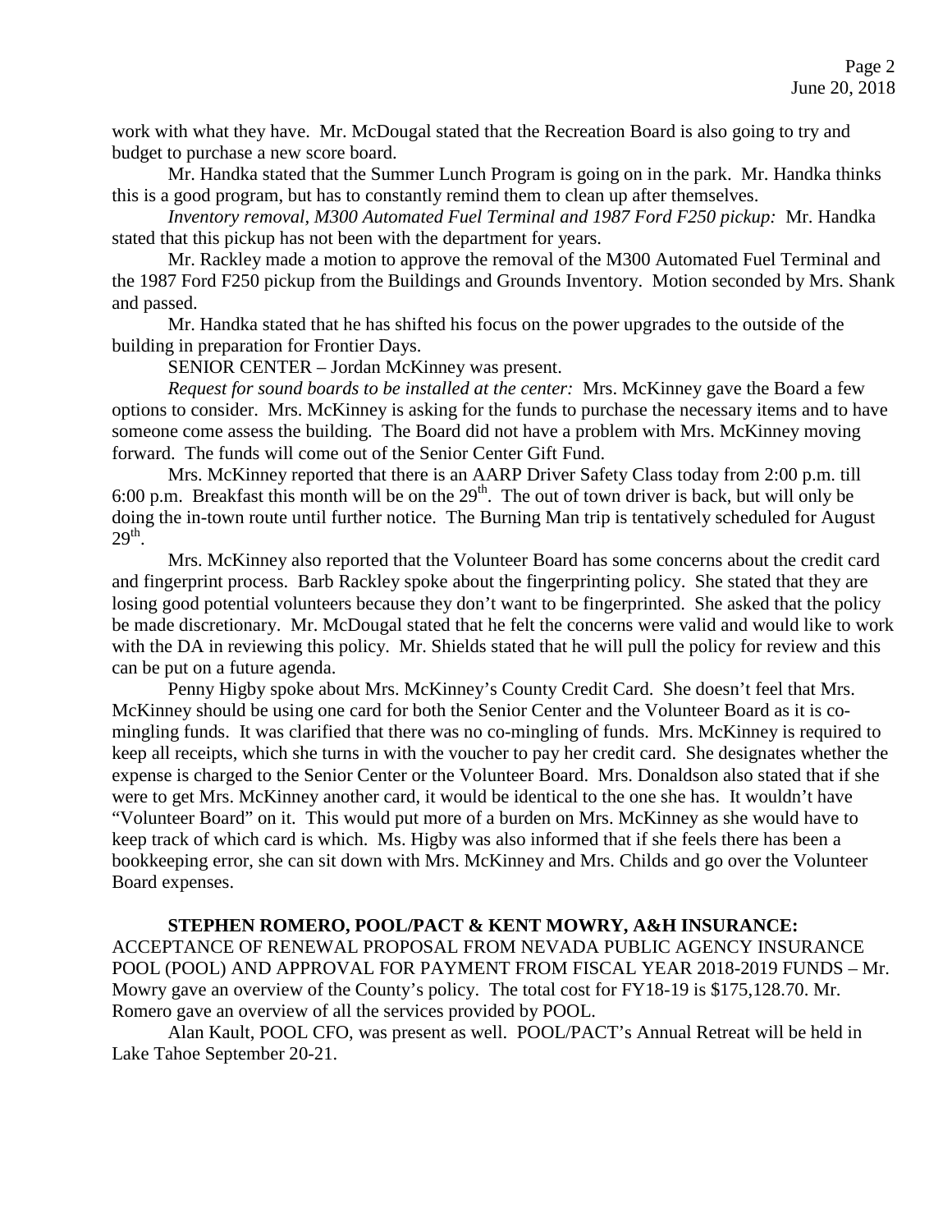work with what they have. Mr. McDougal stated that the Recreation Board is also going to try and budget to purchase a new score board.

Mr. Handka stated that the Summer Lunch Program is going on in the park. Mr. Handka thinks this is a good program, but has to constantly remind them to clean up after themselves.

*Inventory removal, M300 Automated Fuel Terminal and 1987 Ford F250 pickup:* Mr. Handka stated that this pickup has not been with the department for years.

Mr. Rackley made a motion to approve the removal of the M300 Automated Fuel Terminal and the 1987 Ford F250 pickup from the Buildings and Grounds Inventory. Motion seconded by Mrs. Shank and passed.

Mr. Handka stated that he has shifted his focus on the power upgrades to the outside of the building in preparation for Frontier Days.

SENIOR CENTER – Jordan McKinney was present.

*Request for sound boards to be installed at the center:* Mrs. McKinney gave the Board a few options to consider. Mrs. McKinney is asking for the funds to purchase the necessary items and to have someone come assess the building. The Board did not have a problem with Mrs. McKinney moving forward. The funds will come out of the Senior Center Gift Fund.

Mrs. McKinney reported that there is an AARP Driver Safety Class today from 2:00 p.m. till 6:00 p.m. Breakfast this month will be on the 29th. The out of town driver is back, but will only be doing the in-town route until further notice. The Burning Man trip is tentatively scheduled for August 29th.

Mrs. McKinney also reported that the Volunteer Board has some concerns about the credit card and fingerprint process. Barb Rackley spoke about the fingerprinting policy. She stated that they are losing good potential volunteers because they don't want to be fingerprinted. She asked that the policy be made discretionary. Mr. McDougal stated that he felt the concerns were valid and would like to work with the DA in reviewing this policy. Mr. Shields stated that he will pull the policy for review and this can be put on a future agenda.

Penny Higby spoke about Mrs. McKinney's County Credit Card. She doesn't feel that Mrs. McKinney should be using one card for both the Senior Center and the Volunteer Board as it is co-mingling funds. It was clarified that there was no co-mingling of funds. Mrs. McKinney is required to keep all receipts, which she turns in with the voucher to pay her credit card. She designates whether the expense is charged to the Senior Center or the Volunteer Board. Mrs. Donaldson also stated that if she were to get Mrs. McKinney another card, it would be identical to the one she has. It wouldn't have "Volunteer Board" on it. This would put more of a burden on Mrs. McKinney as she would have to keep track of which card is which. Ms. Higby was also informed that if she feels there has been a bookkeeping error, she can sit down with Mrs. McKinney and Mrs. Childs and go over the Volunteer Board expenses.

**STEPHEN ROMERO, POOL/PACT & KENT MOWRY, A&H INSURANCE:**
ACCEPTANCE OF RENEWAL PROPOSAL FROM NEVADA PUBLIC AGENCY INSURANCE POOL (POOL) AND APPROVAL FOR PAYMENT FROM FISCAL YEAR 2018-2019 FUNDS – Mr. Mowry gave an overview of the County's policy. The total cost for FY18-19 is $175,128.70. Mr. Romero gave an overview of all the services provided by POOL.

Alan Kault, POOL CFO, was present as well. POOL/PACT's Annual Retreat will be held in Lake Tahoe September 20-21.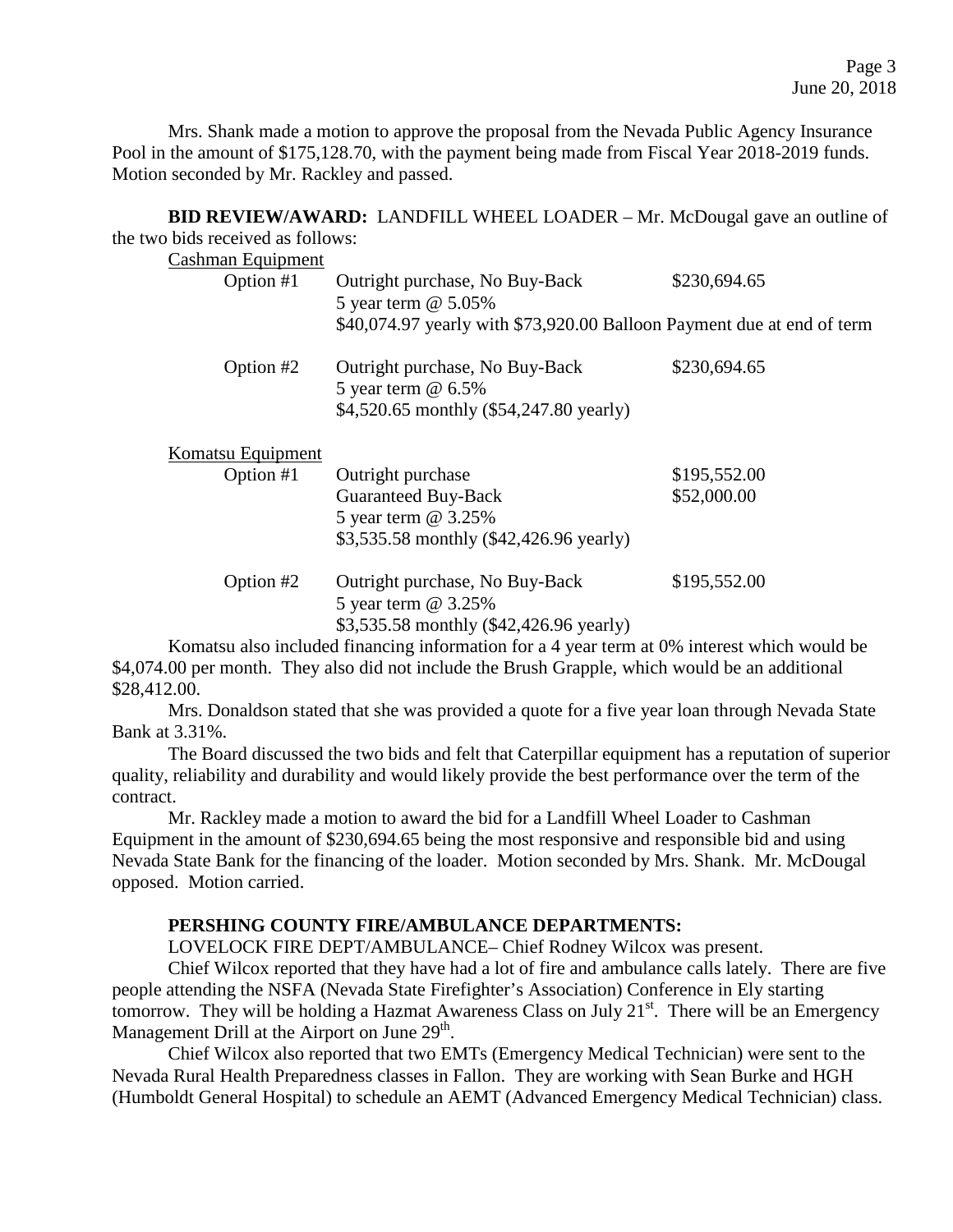Mrs. Shank made a motion to approve the proposal from the Nevada Public Agency Insurance Pool in the amount of $175,128.70, with the payment being made from Fiscal Year 2018-2019 funds. Motion seconded by Mr. Rackley and passed.

**BID REVIEW/AWARD:** LANDFILL WHEEL LOADER – Mr. McDougal gave an outline of the two bids received as follows:

Cashman Equipment

| | | |
|---|---|---|
| Option #1 | Outright purchase, No Buy-Back | $230,694.65 |
| | 5 year term @ 5.05% | |
| | $40,074.97 yearly with $73,920.00 Balloon Payment due at end of term | |
| Option #2 | Outright purchase, No Buy-Back | $230,694.65 |
| | 5 year term @ 6.5% | |
| | $4,520.65 monthly ($54,247.80 yearly) | |

Komatsu Equipment

| | | |
|---|---|---|
| Option #1 | Outright purchase | $195,552.00 |
| | Guaranteed Buy-Back | $52,000.00 |
| | 5 year term @ 3.25% | |
| | $3,535.58 monthly ($42,426.96 yearly) | |
| Option #2 | Outright purchase, No Buy-Back | $195,552.00 |
| | 5 year term @ 3.25% | |
| | $3,535.58 monthly ($42,426.96 yearly) | |

Komatsu also included financing information for a 4 year term at 0% interest which would be $4,074.00 per month. They also did not include the Brush Grapple, which would be an additional $28,412.00.

Mrs. Donaldson stated that she was provided a quote for a five year loan through Nevada State Bank at 3.31%.

The Board discussed the two bids and felt that Caterpillar equipment has a reputation of superior quality, reliability and durability and would likely provide the best performance over the term of the contract.

Mr. Rackley made a motion to award the bid for a Landfill Wheel Loader to Cashman Equipment in the amount of $230,694.65 being the most responsive and responsible bid and using Nevada State Bank for the financing of the loader. Motion seconded by Mrs. Shank. Mr. McDougal opposed. Motion carried.

**PERSHING COUNTY FIRE/AMBULANCE DEPARTMENTS:**

LOVELOCK FIRE DEPT/AMBULANCE– Chief Rodney Wilcox was present.

Chief Wilcox reported that they have had a lot of fire and ambulance calls lately. There are five people attending the NSFA (Nevada State Firefighter's Association) Conference in Ely starting tomorrow. They will be holding a Hazmat Awareness Class on July 21st. There will be an Emergency Management Drill at the Airport on June 29th.

Chief Wilcox also reported that two EMTs (Emergency Medical Technician) were sent to the Nevada Rural Health Preparedness classes in Fallon. They are working with Sean Burke and HGH (Humboldt General Hospital) to schedule an AEMT (Advanced Emergency Medical Technician) class.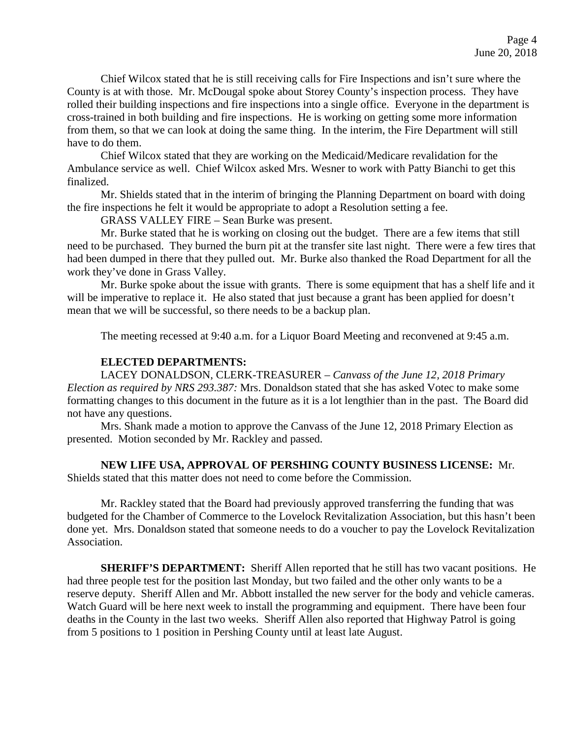Chief Wilcox stated that he is still receiving calls for Fire Inspections and isn't sure where the County is at with those. Mr. McDougal spoke about Storey County's inspection process. They have rolled their building inspections and fire inspections into a single office. Everyone in the department is cross-trained in both building and fire inspections. He is working on getting some more information from them, so that we can look at doing the same thing. In the interim, the Fire Department will still have to do them.

Chief Wilcox stated that they are working on the Medicaid/Medicare revalidation for the Ambulance service as well. Chief Wilcox asked Mrs. Wesner to work with Patty Bianchi to get this finalized.

Mr. Shields stated that in the interim of bringing the Planning Department on board with doing the fire inspections he felt it would be appropriate to adopt a Resolution setting a fee.

GRASS VALLEY FIRE – Sean Burke was present.

Mr. Burke stated that he is working on closing out the budget. There are a few items that still need to be purchased. They burned the burn pit at the transfer site last night. There were a few tires that had been dumped in there that they pulled out. Mr. Burke also thanked the Road Department for all the work they've done in Grass Valley.

Mr. Burke spoke about the issue with grants. There is some equipment that has a shelf life and it will be imperative to replace it. He also stated that just because a grant has been applied for doesn't mean that we will be successful, so there needs to be a backup plan.

The meeting recessed at 9:40 a.m. for a Liquor Board Meeting and reconvened at 9:45 a.m.

**ELECTED DEPARTMENTS:**

LACEY DONALDSON, CLERK-TREASURER – *Canvass of the June 12, 2018 Primary Election as required by NRS 293.387:* Mrs. Donaldson stated that she has asked Votec to make some formatting changes to this document in the future as it is a lot lengthier than in the past. The Board did not have any questions.

Mrs. Shank made a motion to approve the Canvass of the June 12, 2018 Primary Election as presented. Motion seconded by Mr. Rackley and passed.

**NEW LIFE USA, APPROVAL OF PERSHING COUNTY BUSINESS LICENSE:** Mr. Shields stated that this matter does not need to come before the Commission.

Mr. Rackley stated that the Board had previously approved transferring the funding that was budgeted for the Chamber of Commerce to the Lovelock Revitalization Association, but this hasn't been done yet. Mrs. Donaldson stated that someone needs to do a voucher to pay the Lovelock Revitalization Association.

**SHERIFF'S DEPARTMENT:** Sheriff Allen reported that he still has two vacant positions. He had three people test for the position last Monday, but two failed and the other only wants to be a reserve deputy. Sheriff Allen and Mr. Abbott installed the new server for the body and vehicle cameras. Watch Guard will be here next week to install the programming and equipment. There have been four deaths in the County in the last two weeks. Sheriff Allen also reported that Highway Patrol is going from 5 positions to 1 position in Pershing County until at least late August.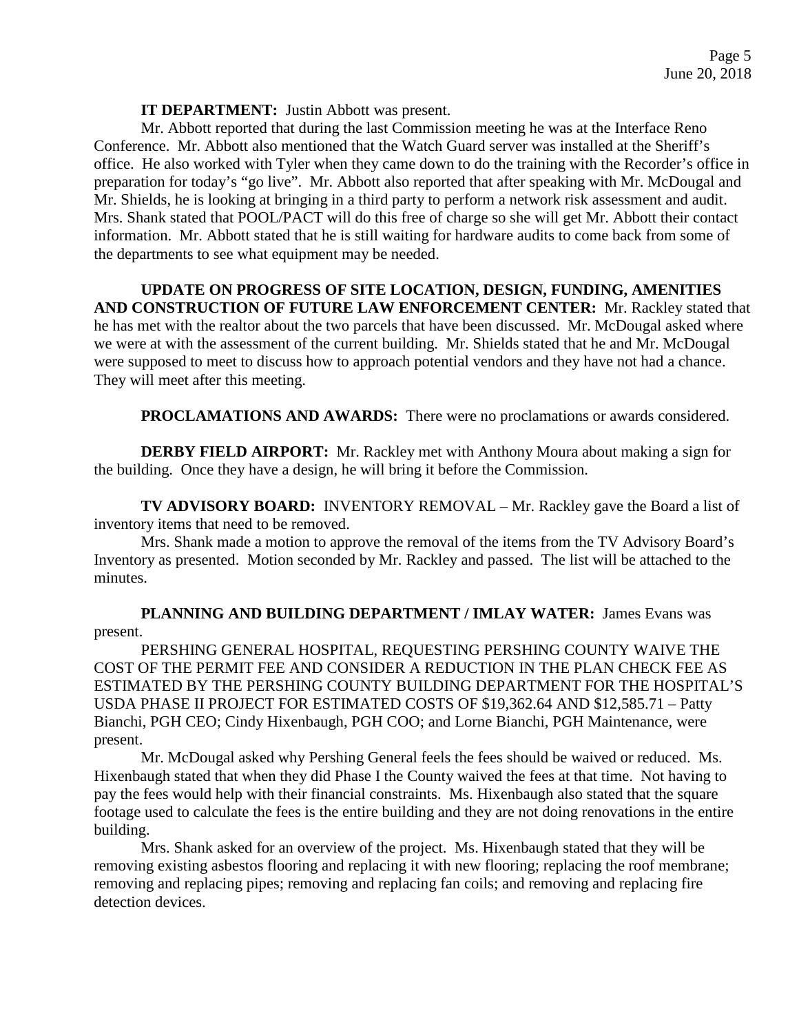**IT DEPARTMENT:** Justin Abbott was present.

Mr. Abbott reported that during the last Commission meeting he was at the Interface Reno Conference. Mr. Abbott also mentioned that the Watch Guard server was installed at the Sheriff's office. He also worked with Tyler when they came down to do the training with the Recorder's office in preparation for today's "go live". Mr. Abbott also reported that after speaking with Mr. McDougal and Mr. Shields, he is looking at bringing in a third party to perform a network risk assessment and audit. Mrs. Shank stated that POOL/PACT will do this free of charge so she will get Mr. Abbott their contact information. Mr. Abbott stated that he is still waiting for hardware audits to come back from some of the departments to see what equipment may be needed.

**UPDATE ON PROGRESS OF SITE LOCATION, DESIGN, FUNDING, AMENITIES AND CONSTRUCTION OF FUTURE LAW ENFORCEMENT CENTER:** Mr. Rackley stated that he has met with the realtor about the two parcels that have been discussed. Mr. McDougal asked where we were at with the assessment of the current building. Mr. Shields stated that he and Mr. McDougal were supposed to meet to discuss how to approach potential vendors and they have not had a chance. They will meet after this meeting.

**PROCLAMATIONS AND AWARDS:** There were no proclamations or awards considered.

**DERBY FIELD AIRPORT:** Mr. Rackley met with Anthony Moura about making a sign for the building. Once they have a design, he will bring it before the Commission.

**TV ADVISORY BOARD:** INVENTORY REMOVAL – Mr. Rackley gave the Board a list of inventory items that need to be removed.

Mrs. Shank made a motion to approve the removal of the items from the TV Advisory Board's Inventory as presented. Motion seconded by Mr. Rackley and passed. The list will be attached to the minutes.

**PLANNING AND BUILDING DEPARTMENT / IMLAY WATER:** James Evans was present.

PERSHING GENERAL HOSPITAL, REQUESTING PERSHING COUNTY WAIVE THE COST OF THE PERMIT FEE AND CONSIDER A REDUCTION IN THE PLAN CHECK FEE AS ESTIMATED BY THE PERSHING COUNTY BUILDING DEPARTMENT FOR THE HOSPITAL'S USDA PHASE II PROJECT FOR ESTIMATED COSTS OF $19,362.64 AND $12,585.71 – Patty Bianchi, PGH CEO; Cindy Hixenbaugh, PGH COO; and Lorne Bianchi, PGH Maintenance, were present.

Mr. McDougal asked why Pershing General feels the fees should be waived or reduced. Ms. Hixenbaugh stated that when they did Phase I the County waived the fees at that time. Not having to pay the fees would help with their financial constraints. Ms. Hixenbaugh also stated that the square footage used to calculate the fees is the entire building and they are not doing renovations in the entire building.

Mrs. Shank asked for an overview of the project. Ms. Hixenbaugh stated that they will be removing existing asbestos flooring and replacing it with new flooring; replacing the roof membrane; removing and replacing pipes; removing and replacing fan coils; and removing and replacing fire detection devices.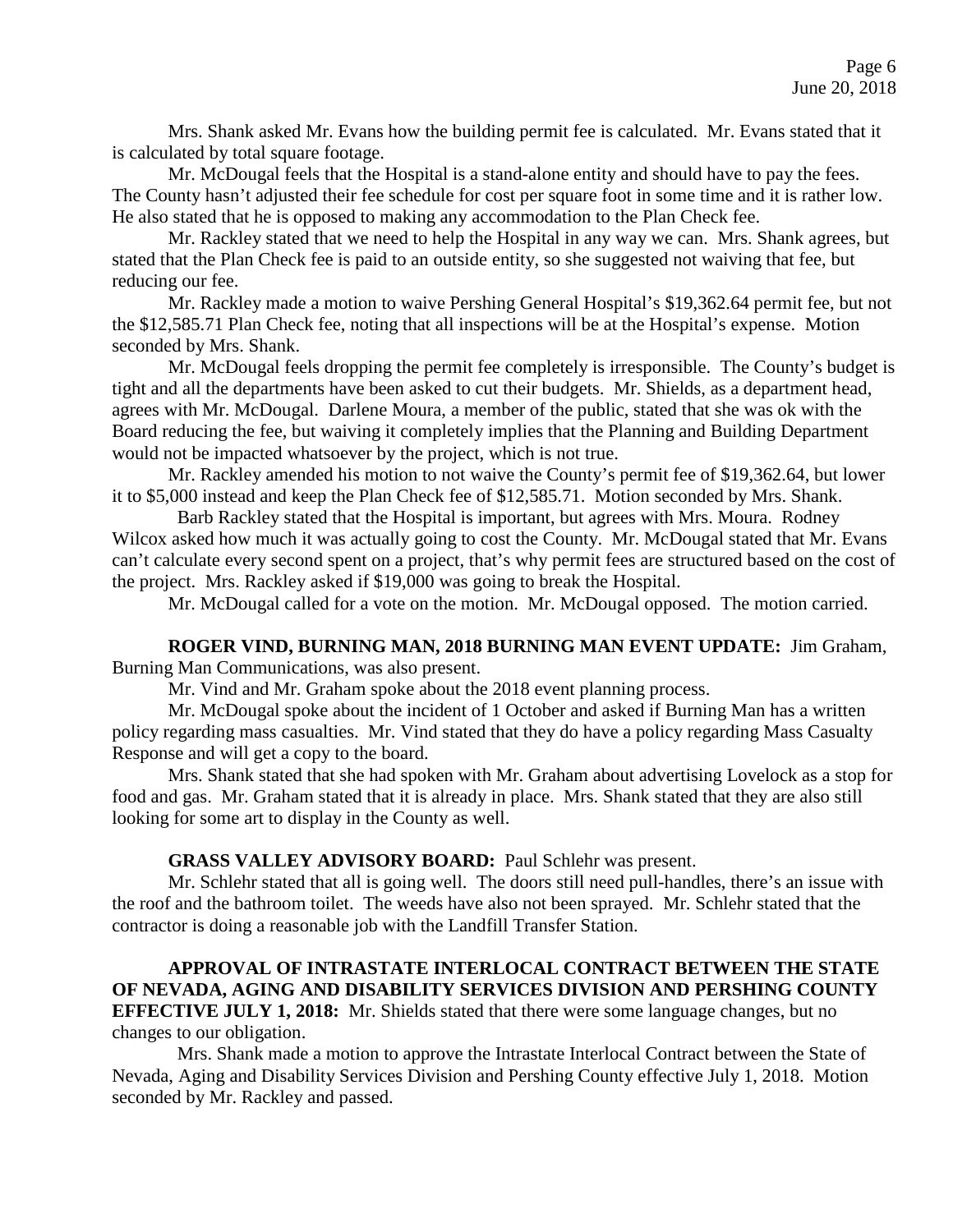Mrs. Shank asked Mr. Evans how the building permit fee is calculated. Mr. Evans stated that it is calculated by total square footage.

Mr. McDougal feels that the Hospital is a stand-alone entity and should have to pay the fees. The County hasn't adjusted their fee schedule for cost per square foot in some time and it is rather low. He also stated that he is opposed to making any accommodation to the Plan Check fee.

Mr. Rackley stated that we need to help the Hospital in any way we can. Mrs. Shank agrees, but stated that the Plan Check fee is paid to an outside entity, so she suggested not waiving that fee, but reducing our fee.

Mr. Rackley made a motion to waive Pershing General Hospital's $19,362.64 permit fee, but not the $12,585.71 Plan Check fee, noting that all inspections will be at the Hospital's expense. Motion seconded by Mrs. Shank.

Mr. McDougal feels dropping the permit fee completely is irresponsible. The County's budget is tight and all the departments have been asked to cut their budgets. Mr. Shields, as a department head, agrees with Mr. McDougal. Darlene Moura, a member of the public, stated that she was ok with the Board reducing the fee, but waiving it completely implies that the Planning and Building Department would not be impacted whatsoever by the project, which is not true.

Mr. Rackley amended his motion to not waive the County's permit fee of $19,362.64, but lower it to $5,000 instead and keep the Plan Check fee of $12,585.71. Motion seconded by Mrs. Shank.

Barb Rackley stated that the Hospital is important, but agrees with Mrs. Moura. Rodney Wilcox asked how much it was actually going to cost the County. Mr. McDougal stated that Mr. Evans can't calculate every second spent on a project, that's why permit fees are structured based on the cost of the project. Mrs. Rackley asked if $19,000 was going to break the Hospital.

Mr. McDougal called for a vote on the motion. Mr. McDougal opposed. The motion carried.

**ROGER VIND, BURNING MAN, 2018 BURNING MAN EVENT UPDATE:** Jim Graham, Burning Man Communications, was also present.

Mr. Vind and Mr. Graham spoke about the 2018 event planning process.

Mr. McDougal spoke about the incident of 1 October and asked if Burning Man has a written policy regarding mass casualties. Mr. Vind stated that they do have a policy regarding Mass Casualty Response and will get a copy to the board.

Mrs. Shank stated that she had spoken with Mr. Graham about advertising Lovelock as a stop for food and gas. Mr. Graham stated that it is already in place. Mrs. Shank stated that they are also still looking for some art to display in the County as well.

**GRASS VALLEY ADVISORY BOARD:** Paul Schlehr was present.

Mr. Schlehr stated that all is going well. The doors still need pull-handles, there's an issue with the roof and the bathroom toilet. The weeds have also not been sprayed. Mr. Schlehr stated that the contractor is doing a reasonable job with the Landfill Transfer Station.

**APPROVAL OF INTRASTATE INTERLOCAL CONTRACT BETWEEN THE STATE OF NEVADA, AGING AND DISABILITY SERVICES DIVISION AND PERSHING COUNTY EFFECTIVE JULY 1, 2018:** Mr. Shields stated that there were some language changes, but no changes to our obligation.

Mrs. Shank made a motion to approve the Intrastate Interlocal Contract between the State of Nevada, Aging and Disability Services Division and Pershing County effective July 1, 2018. Motion seconded by Mr. Rackley and passed.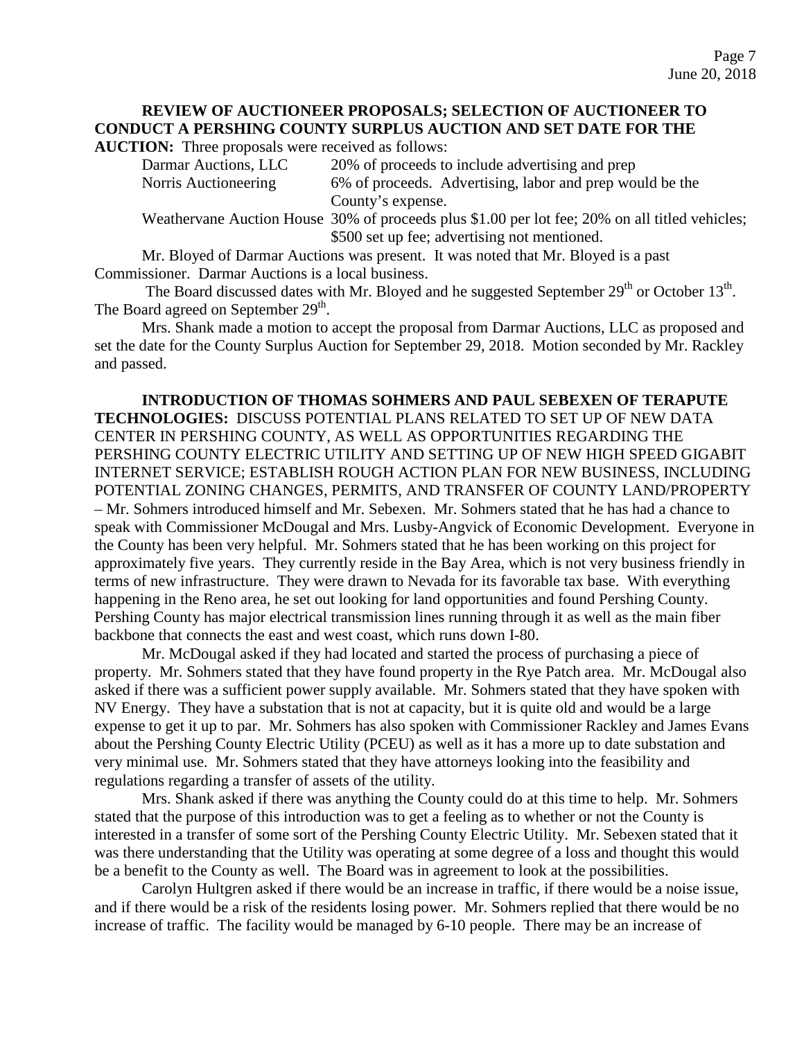**REVIEW OF AUCTIONEER PROPOSALS; SELECTION OF AUCTIONEER TO CONDUCT A PERSHING COUNTY SURPLUS AUCTION AND SET DATE FOR THE AUCTION:** Three proposals were received as follows:

| | |
|---|---|
| Darmar Auctions, LLC | 20% of proceeds to include advertising and prep |
| Norris Auctioneering | 6% of proceeds. Advertising, labor and prep would be the County's expense. |
| Weathervane Auction House | 30% of proceeds plus $1.00 per lot fee; 20% on all titled vehicles; $500 set up fee; advertising not mentioned. |

Mr. Bloyed of Darmar Auctions was present. It was noted that Mr. Bloyed is a past Commissioner. Darmar Auctions is a local business.

The Board discussed dates with Mr. Bloyed and he suggested September 29th or October 13th. The Board agreed on September 29th.

Mrs. Shank made a motion to accept the proposal from Darmar Auctions, LLC as proposed and set the date for the County Surplus Auction for September 29, 2018. Motion seconded by Mr. Rackley and passed.

**INTRODUCTION OF THOMAS SOHMERS AND PAUL SEBEXEN OF TERAPUTE TECHNOLOGIES:** DISCUSS POTENTIAL PLANS RELATED TO SET UP OF NEW DATA CENTER IN PERSHING COUNTY, AS WELL AS OPPORTUNITIES REGARDING THE PERSHING COUNTY ELECTRIC UTILITY AND SETTING UP OF NEW HIGH SPEED GIGABIT INTERNET SERVICE; ESTABLISH ROUGH ACTION PLAN FOR NEW BUSINESS, INCLUDING POTENTIAL ZONING CHANGES, PERMITS, AND TRANSFER OF COUNTY LAND/PROPERTY – Mr. Sohmers introduced himself and Mr. Sebexen. Mr. Sohmers stated that he has had a chance to speak with Commissioner McDougal and Mrs. Lusby-Angvick of Economic Development. Everyone in the County has been very helpful. Mr. Sohmers stated that he has been working on this project for approximately five years. They currently reside in the Bay Area, which is not very business friendly in terms of new infrastructure. They were drawn to Nevada for its favorable tax base. With everything happening in the Reno area, he set out looking for land opportunities and found Pershing County. Pershing County has major electrical transmission lines running through it as well as the main fiber backbone that connects the east and west coast, which runs down I-80.

Mr. McDougal asked if they had located and started the process of purchasing a piece of property. Mr. Sohmers stated that they have found property in the Rye Patch area. Mr. McDougal also asked if there was a sufficient power supply available. Mr. Sohmers stated that they have spoken with NV Energy. They have a substation that is not at capacity, but it is quite old and would be a large expense to get it up to par. Mr. Sohmers has also spoken with Commissioner Rackley and James Evans about the Pershing County Electric Utility (PCEU) as well as it has a more up to date substation and very minimal use. Mr. Sohmers stated that they have attorneys looking into the feasibility and regulations regarding a transfer of assets of the utility.

Mrs. Shank asked if there was anything the County could do at this time to help. Mr. Sohmers stated that the purpose of this introduction was to get a feeling as to whether or not the County is interested in a transfer of some sort of the Pershing County Electric Utility. Mr. Sebexen stated that it was there understanding that the Utility was operating at some degree of a loss and thought this would be a benefit to the County as well. The Board was in agreement to look at the possibilities.

Carolyn Hultgren asked if there would be an increase in traffic, if there would be a noise issue, and if there would be a risk of the residents losing power. Mr. Sohmers replied that there would be no increase of traffic. The facility would be managed by 6-10 people. There may be an increase of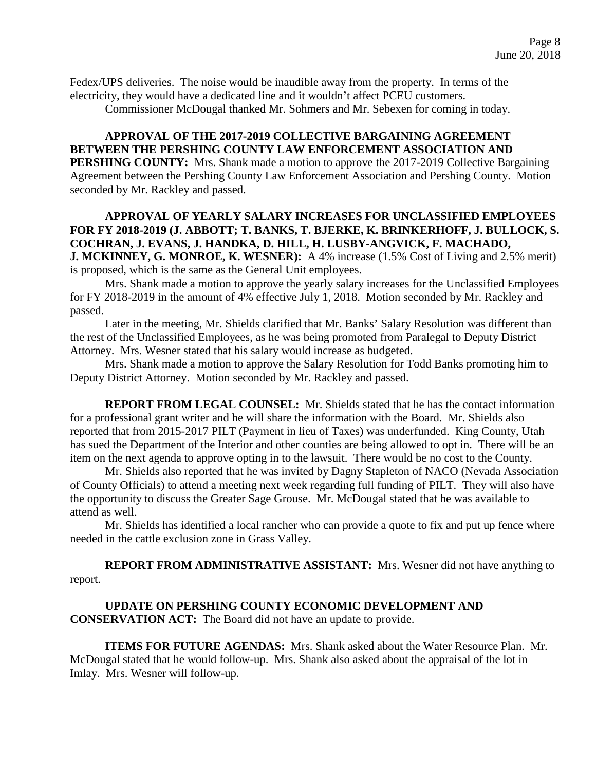Fedex/UPS deliveries. The noise would be inaudible away from the property. In terms of the electricity, they would have a dedicated line and it wouldn't affect PCEU customers.

Commissioner McDougal thanked Mr. Sohmers and Mr. Sebexen for coming in today.

**APPROVAL OF THE 2017-2019 COLLECTIVE BARGAINING AGREEMENT BETWEEN THE PERSHING COUNTY LAW ENFORCEMENT ASSOCIATION AND PERSHING COUNTY:** Mrs. Shank made a motion to approve the 2017-2019 Collective Bargaining Agreement between the Pershing County Law Enforcement Association and Pershing County. Motion seconded by Mr. Rackley and passed.

**APPROVAL OF YEARLY SALARY INCREASES FOR UNCLASSIFIED EMPLOYEES FOR FY 2018-2019 (J. ABBOTT; T. BANKS, T. BJERKE, K. BRINKERHOFF, J. BULLOCK, S. COCHRAN, J. EVANS, J. HANDKA, D. HILL, H. LUSBY-ANGVICK, F. MACHADO, J. MCKINNEY, G. MONROE, K. WESNER):** A 4% increase (1.5% Cost of Living and 2.5% merit) is proposed, which is the same as the General Unit employees.

Mrs. Shank made a motion to approve the yearly salary increases for the Unclassified Employees for FY 2018-2019 in the amount of 4% effective July 1, 2018. Motion seconded by Mr. Rackley and passed.

Later in the meeting, Mr. Shields clarified that Mr. Banks' Salary Resolution was different than the rest of the Unclassified Employees, as he was being promoted from Paralegal to Deputy District Attorney. Mrs. Wesner stated that his salary would increase as budgeted.

Mrs. Shank made a motion to approve the Salary Resolution for Todd Banks promoting him to Deputy District Attorney. Motion seconded by Mr. Rackley and passed.

**REPORT FROM LEGAL COUNSEL:** Mr. Shields stated that he has the contact information for a professional grant writer and he will share the information with the Board. Mr. Shields also reported that from 2015-2017 PILT (Payment in lieu of Taxes) was underfunded. King County, Utah has sued the Department of the Interior and other counties are being allowed to opt in. There will be an item on the next agenda to approve opting in to the lawsuit. There would be no cost to the County.

Mr. Shields also reported that he was invited by Dagny Stapleton of NACO (Nevada Association of County Officials) to attend a meeting next week regarding full funding of PILT. They will also have the opportunity to discuss the Greater Sage Grouse. Mr. McDougal stated that he was available to attend as well.

Mr. Shields has identified a local rancher who can provide a quote to fix and put up fence where needed in the cattle exclusion zone in Grass Valley.

**REPORT FROM ADMINISTRATIVE ASSISTANT:** Mrs. Wesner did not have anything to report.

**UPDATE ON PERSHING COUNTY ECONOMIC DEVELOPMENT AND CONSERVATION ACT:** The Board did not have an update to provide.

**ITEMS FOR FUTURE AGENDAS:** Mrs. Shank asked about the Water Resource Plan. Mr. McDougal stated that he would follow-up. Mrs. Shank also asked about the appraisal of the lot in Imlay. Mrs. Wesner will follow-up.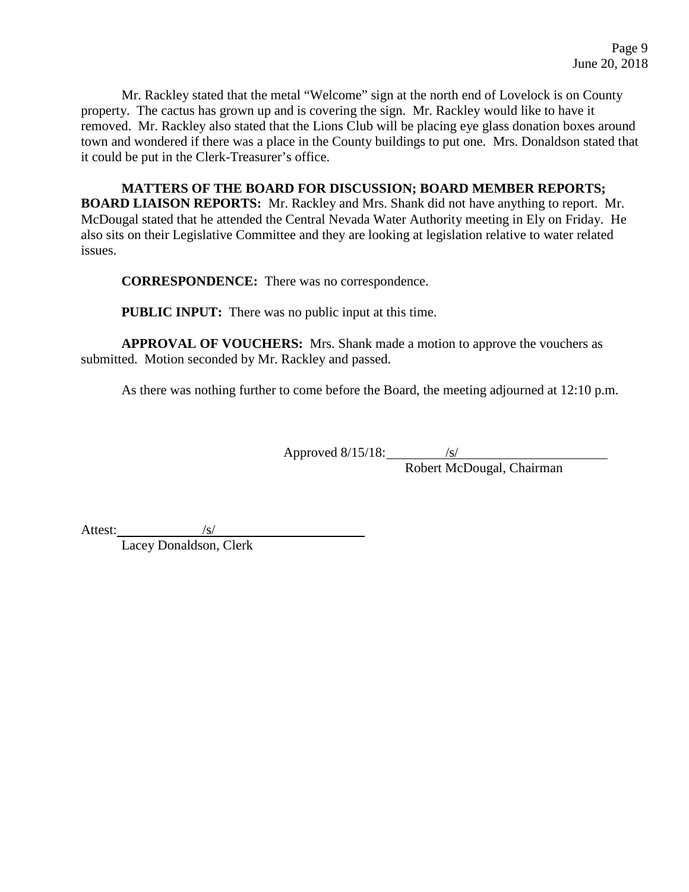Mr. Rackley stated that the metal "Welcome" sign at the north end of Lovelock is on County property. The cactus has grown up and is covering the sign. Mr. Rackley would like to have it removed. Mr. Rackley also stated that the Lions Club will be placing eye glass donation boxes around town and wondered if there was a place in the County buildings to put one. Mrs. Donaldson stated that it could be put in the Clerk-Treasurer's office.

**MATTERS OF THE BOARD FOR DISCUSSION; BOARD MEMBER REPORTS; BOARD LIAISON REPORTS:** Mr. Rackley and Mrs. Shank did not have anything to report. Mr. McDougal stated that he attended the Central Nevada Water Authority meeting in Ely on Friday. He also sits on their Legislative Committee and they are looking at legislation relative to water related issues.

**CORRESPONDENCE:** There was no correspondence.

**PUBLIC INPUT:** There was no public input at this time.

**APPROVAL OF VOUCHERS:** Mrs. Shank made a motion to approve the vouchers as submitted. Motion seconded by Mr. Rackley and passed.

As there was nothing further to come before the Board, the meeting adjourned at 12:10 p.m.

Approved 8/15/18: /s/
Robert McDougal, Chairman

Attest: /s/
Lacey Donaldson, Clerk